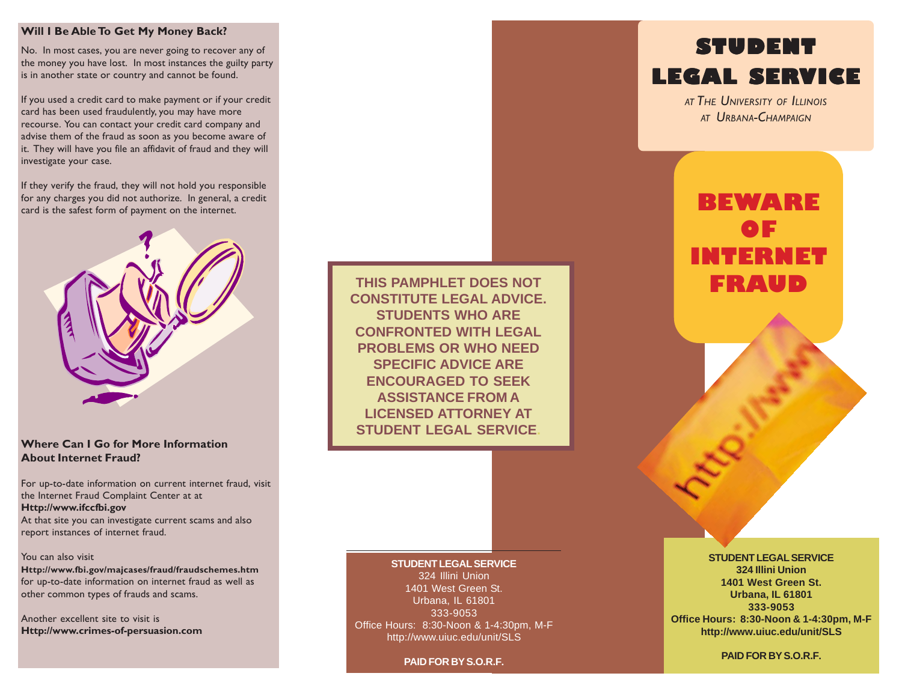### Will I Be Able To Get My Money Back?

No. In most cases, you are never going to recover any of the money you have lost. In most instances the guilty party is in another state or country and cannot be found.

If you used a credit card to make payment or if your credit card has been used fraudulently, you may have more recourse. You can contact your credit card company and advise them of the fraud as soon as you become aware of it. They will have you file an affidavit of fraud and they will investigate your case.

If they verify the fraud, they will not hold you responsible for any charges you did not authorize. In general, a credit card is the safest form of payment on the internet.

### Where Can I Go for More Information About Internet Fraud?

For up-to-date information on current internet fraud, visit the Internet Fraud Complaint Center at at
**Http://www.ifccfbi.gov**
At that site you can investigate current scams and also report instances of internet fraud.

You can also visit
**Http://www.fbi.gov/majcases/fraud/fraudschemes.htm**
for up-to-date information on internet fraud as well as other common types of frauds and scams.

Another excellent site to visit is
**Http://www.crimes-of-persuasion.com**

**THIS PAMPHLET DOES NOT CONSTITUTE LEGAL ADVICE. STUDENTS WHO ARE CONFRONTED WITH LEGAL PROBLEMS OR WHO NEED SPECIFIC ADVICE ARE ENCOURAGED TO SEEK ASSISTANCE FROM A LICENSED ATTORNEY AT STUDENT LEGAL SERVICE.**

**STUDENT LEGAL SERVICE**
324 Illini Union
1401 West Green St.
Urbana, IL 61801
333-9053
Office Hours: 8:30-Noon & 1-4:30pm, M-F
http://www.uiuc.edu/unit/SLS

**PAID FOR BY S.O.R.F.**

# STUDENT LEGAL SERVICE

*AT THE UNIVERSITY OF ILLINOIS AT URBANA-CHAMPAIGN*

# BEWARE OF INTERNET FRAUD

**STUDENT LEGAL SERVICE**
**324 Illini Union**
**1401 West Green St.**
**Urbana, IL 61801**
**333-9053**
**Office Hours: 8:30-Noon & 1-4:30pm, M-F**
**http://www.uiuc.edu/unit/SLS**

**PAID FOR BY S.O.R.F.**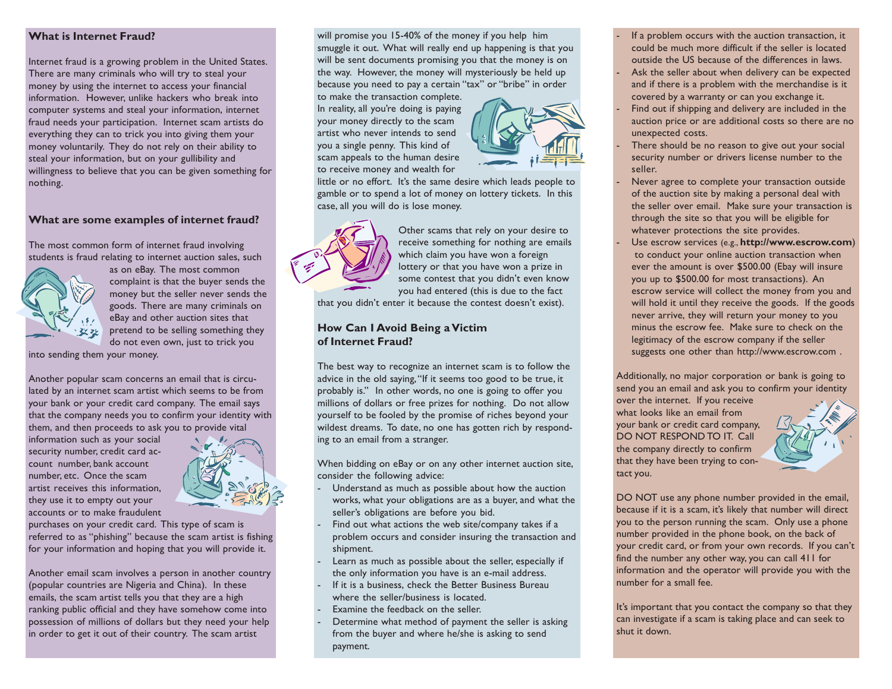## What is Internet Fraud?

Internet fraud is a growing problem in the United States. There are many criminals who will try to steal your money by using the internet to access your financial information. However, unlike hackers who break into computer systems and steal your information, internet fraud needs your participation. Internet scam artists do everything they can to trick you into giving them your money voluntarily. They do not rely on their ability to steal your information, but on your gullibility and willingness to believe that you can be given something for nothing.

## What are some examples of internet fraud?

The most common form of internet fraud involving students is fraud relating to internet auction sales, such as on eBay. The most common complaint is that the buyer sends the money but the seller never sends the goods. There are many criminals on eBay and other auction sites that pretend to be selling something they do not even own, just to trick you into sending them your money.

Another popular scam concerns an email that is circulated by an internet scam artist which seems to be from your bank or your credit card company. The email says that the company needs you to confirm your identity with them, and then proceeds to ask you to provide vital information such as your social security number, credit card account number, bank account number, etc. Once the scam artist receives this information, they use it to empty out your accounts or to make fraudulent purchases on your credit card. This type of scam is referred to as "phishing" because the scam artist is fishing for your information and hoping that you will provide it.

Another email scam involves a person in another country (popular countries are Nigeria and China). In these emails, the scam artist tells you that they are a high ranking public official and they have somehow come into possession of millions of dollars but they need your help in order to get it out of their country. The scam artist will promise you 15-40% of the money if you help him smuggle it out. What will really end up happening is that you will be sent documents promising you that the money is on the way. However, the money will mysteriously be held up because you need to pay a certain "tax" or "bribe" in order to make the transaction complete. In reality, all you're doing is paying your money directly to the scam artist who never intends to send you a single penny. This kind of scam appeals to the human desire to receive money and wealth for little or no effort. It's the same desire which leads people to gamble or to spend a lot of money on lottery tickets. In this case, all you will do is lose money.

Other scams that rely on your desire to receive something for nothing are emails which claim you have won a foreign lottery or that you have won a prize in some contest that you didn't even know you had entered (this is due to the fact that you didn't enter it because the contest doesn't exist).

## How Can I Avoid Being a Victim of Internet Fraud?

The best way to recognize an internet scam is to follow the advice in the old saying, "If it seems too good to be true, it probably is." In other words, no one is going to offer you millions of dollars or free prizes for nothing. Do not allow yourself to be fooled by the promise of riches beyond your wildest dreams. To date, no one has gotten rich by responding to an email from a stranger.

When bidding on eBay or on any other internet auction site, consider the following advice:

- Understand as much as possible about how the auction works, what your obligations are as a buyer, and what the seller's obligations are before you bid.
- Find out what actions the web site/company takes if a problem occurs and consider insuring the transaction and shipment.
- Learn as much as possible about the seller, especially if the only information you have is an e-mail address.
- If it is a business, check the Better Business Bureau where the seller/business is located.
- Examine the feedback on the seller.
- Determine what method of payment the seller is asking from the buyer and where he/she is asking to send payment.
- If a problem occurs with the auction transaction, it could be much more difficult if the seller is located outside the US because of the differences in laws.
- Ask the seller about when delivery can be expected and if there is a problem with the merchandise is it covered by a warranty or can you exchange it.
- Find out if shipping and delivery are included in the auction price or are additional costs so there are no unexpected costs.
- There should be no reason to give out your social security number or drivers license number to the seller.
- Never agree to complete your transaction outside of the auction site by making a personal deal with the seller over email. Make sure your transaction is through the site so that you will be eligible for whatever protections the site provides.
- Use escrow services (e.g., **http://www.escrow.com**) to conduct your online auction transaction when ever the amount is over $500.00 (Ebay will insure you up to $500.00 for most transactions). An escrow service will collect the money from you and will hold it until they receive the goods. If the goods never arrive, they will return your money to you minus the escrow fee. Make sure to check on the legitimacy of the escrow company if the seller suggests one other than http://www.escrow.com .

Additionally, no major corporation or bank is going to send you an email and ask you to confirm your identity over the internet. If you receive what looks like an email from your bank or credit card company, DO NOT RESPOND TO IT. Call the company directly to confirm that they have been trying to contact you.

DO NOT use any phone number provided in the email, because if it is a scam, it's likely that number will direct you to the person running the scam. Only use a phone number provided in the phone book, on the back of your credit card, or from your own records. If you can't find the number any other way, you can call 411 for information and the operator will provide you with the number for a small fee.

It's important that you contact the company so that they can investigate if a scam is taking place and can seek to shut it down.